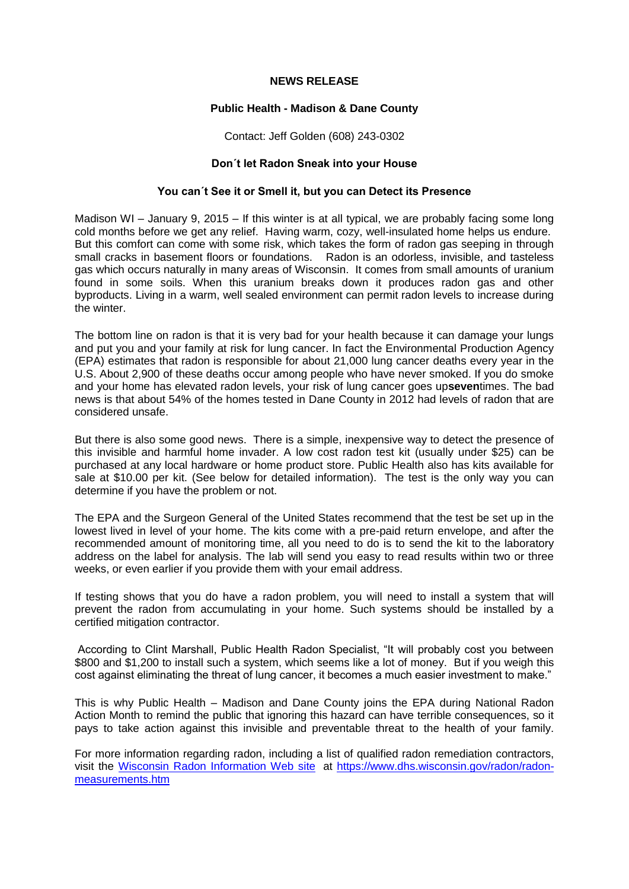**NEWS RELEASE**

**Public Health - Madison & Dane County**

Contact: Jeff Golden (608) 243-0302

**Don´t let Radon Sneak into your House**

**You can´t See it or Smell it, but you can Detect its Presence**

Madison WI – January 9, 2015 – If this winter is at all typical, we are probably facing some long cold months before we get any relief. Having warm, cozy, well-insulated home helps us endure. But this comfort can come with some risk, which takes the form of radon gas seeping in through small cracks in basement floors or foundations. Radon is an odorless, invisible, and tasteless gas which occurs naturally in many areas of Wisconsin. It comes from small amounts of uranium found in some soils. When this uranium breaks down it produces radon gas and other byproducts. Living in a warm, well sealed environment can permit radon levels to increase during the winter.

The bottom line on radon is that it is very bad for your health because it can damage your lungs and put you and your family at risk for lung cancer. In fact the Environmental Production Agency (EPA) estimates that radon is responsible for about 21,000 lung cancer deaths every year in the U.S. About 2,900 of these deaths occur among people who have never smoked. If you do smoke and your home has elevated radon levels, your risk of lung cancer goes up**seven**times. The bad news is that about 54% of the homes tested in Dane County in 2012 had levels of radon that are considered unsafe.

But there is also some good news. There is a simple, inexpensive way to detect the presence of this invisible and harmful home invader. A low cost radon test kit (usually under $25) can be purchased at any local hardware or home product store. Public Health also has kits available for sale at $10.00 per kit. (See below for detailed information). The test is the only way you can determine if you have the problem or not.

The EPA and the Surgeon General of the United States recommend that the test be set up in the lowest lived in level of your home. The kits come with a pre-paid return envelope, and after the recommended amount of monitoring time, all you need to do is to send the kit to the laboratory address on the label for analysis. The lab will send you easy to read results within two or three weeks, or even earlier if you provide them with your email address.

If testing shows that you do have a radon problem, you will need to install a system that will prevent the radon from accumulating in your home. Such systems should be installed by a certified mitigation contractor.

According to Clint Marshall, Public Health Radon Specialist, "It will probably cost you between $800 and $1,200 to install such a system, which seems like a lot of money. But if you weigh this cost against eliminating the threat of lung cancer, it becomes a much easier investment to make."

This is why Public Health – Madison and Dane County joins the EPA during National Radon Action Month to remind the public that ignoring this hazard can have terrible consequences, so it pays to take action against this invisible and preventable threat to the health of your family.

For more information regarding radon, including a list of qualified radon remediation contractors, visit the [Wisconsin Radon Information Web site](https://www.dhs.wisconsin.gov/radon-measurements.htm) at [https://www.dhs.wisconsin.gov/radon-measurements.htm](https://www.dhs.wisconsin.gov/radon-measurements.htm)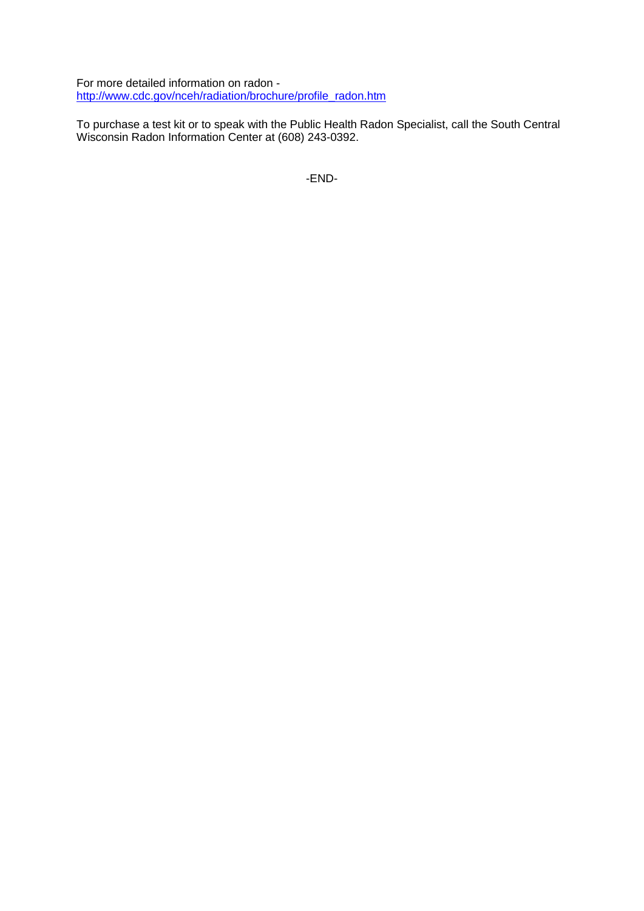For more detailed information on radon -
[http://www.cdc.gov/nceh/radiation/brochure/profile_radon.htm](http://www.cdc.gov/nceh/radiation/brochure/profile_radon.htm)

To purchase a test kit or to speak with the Public Health Radon Specialist, call the South Central Wisconsin Radon Information Center at (608) 243-0392.

-END-